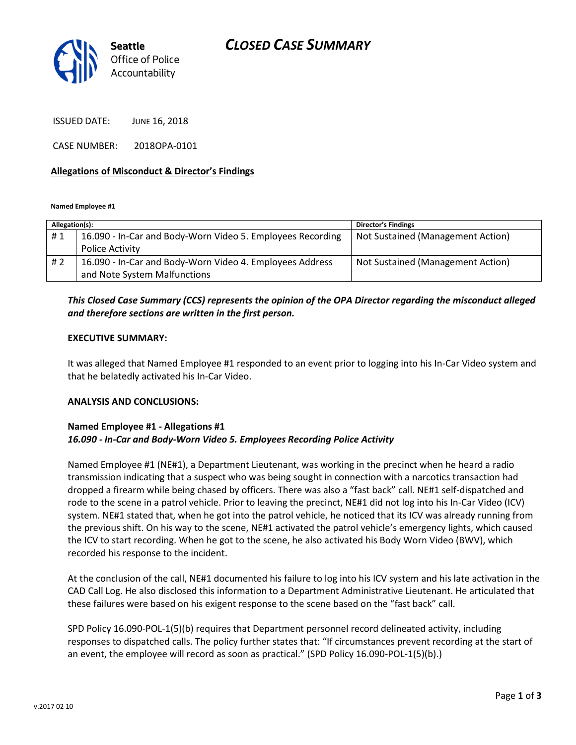Seattle Office of Police Accountability

# CLOSED CASE SUMMARY

ISSUED DATE: JUNE 16, 2018

CASE NUMBER: 2018OPA-0101

**Allegations of Misconduct & Director's Findings**

**Named Employee #1**

| Allegation(s): | | Director's Findings |
|---|---|---|
| # 1 | 16.090 - In-Car and Body-Worn Video 5. Employees Recording Police Activity | Not Sustained (Management Action) |
| # 2 | 16.090 - In-Car and Body-Worn Video 4. Employees Address and Note System Malfunctions | Not Sustained (Management Action) |

***This Closed Case Summary (CCS) represents the opinion of the OPA Director regarding the misconduct alleged and therefore sections are written in the first person.***

**EXECUTIVE SUMMARY:**

It was alleged that Named Employee #1 responded to an event prior to logging into his In-Car Video system and that he belatedly activated his In-Car Video.

**ANALYSIS AND CONCLUSIONS:**

**Named Employee #1 - Allegations #1**
***16.090 - In-Car and Body-Worn Video 5. Employees Recording Police Activity***

Named Employee #1 (NE#1), a Department Lieutenant, was working in the precinct when he heard a radio transmission indicating that a suspect who was being sought in connection with a narcotics transaction had dropped a firearm while being chased by officers. There was also a "fast back" call. NE#1 self-dispatched and rode to the scene in a patrol vehicle. Prior to leaving the precinct, NE#1 did not log into his In-Car Video (ICV) system. NE#1 stated that, when he got into the patrol vehicle, he noticed that its ICV was already running from the previous shift. On his way to the scene, NE#1 activated the patrol vehicle's emergency lights, which caused the ICV to start recording. When he got to the scene, he also activated his Body Worn Video (BWV), which recorded his response to the incident.

At the conclusion of the call, NE#1 documented his failure to log into his ICV system and his late activation in the CAD Call Log. He also disclosed this information to a Department Administrative Lieutenant. He articulated that these failures were based on his exigent response to the scene based on the "fast back" call.

SPD Policy 16.090-POL-1(5)(b) requires that Department personnel record delineated activity, including responses to dispatched calls. The policy further states that: "If circumstances prevent recording at the start of an event, the employee will record as soon as practical." (SPD Policy 16.090-POL-1(5)(b).)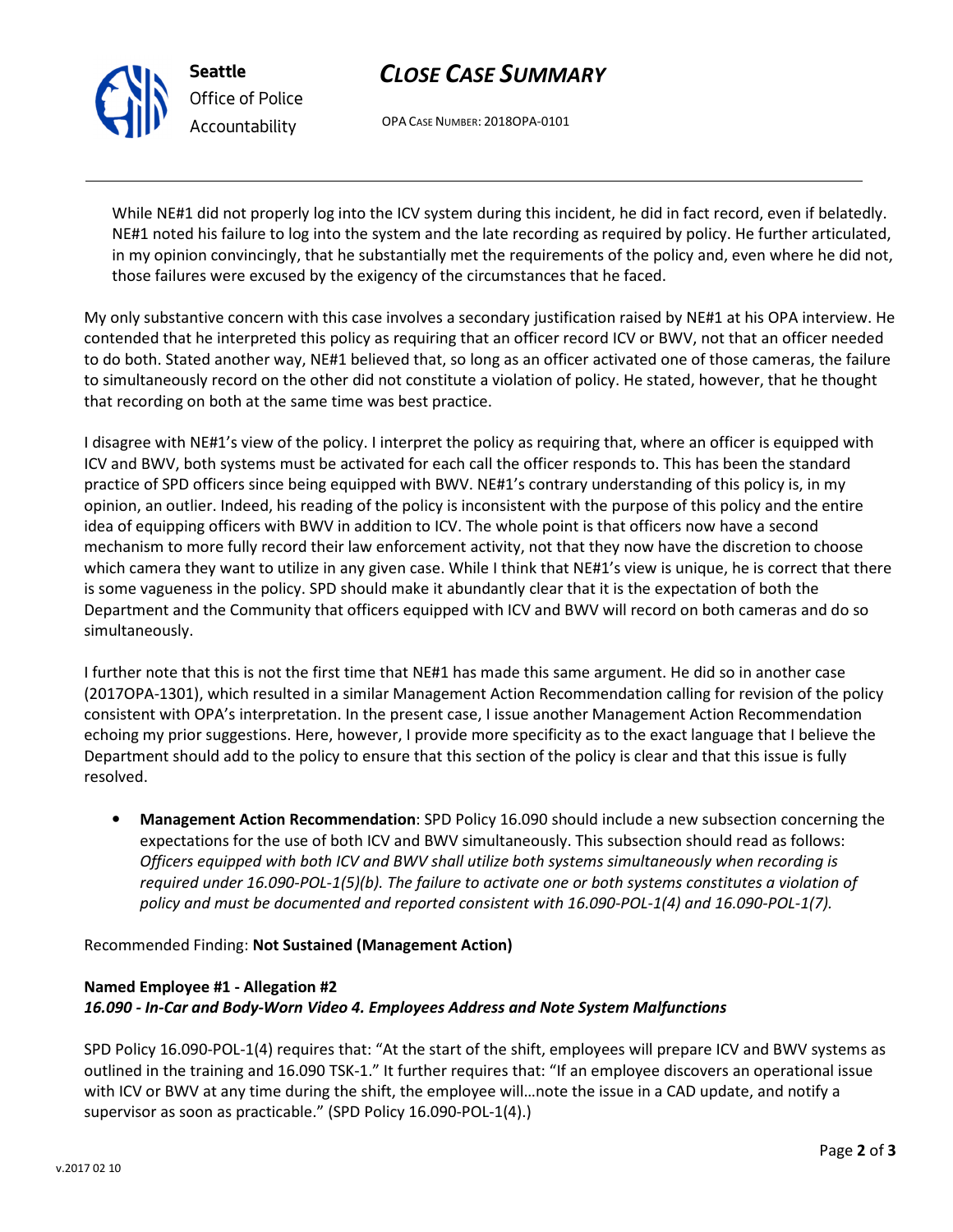While NE#1 did not properly log into the ICV system during this incident, he did in fact record, even if belatedly. NE#1 noted his failure to log into the system and the late recording as required by policy. He further articulated, in my opinion convincingly, that he substantially met the requirements of the policy and, even where he did not, those failures were excused by the exigency of the circumstances that he faced.

My only substantive concern with this case involves a secondary justification raised by NE#1 at his OPA interview. He contended that he interpreted this policy as requiring that an officer record ICV or BWV, not that an officer needed to do both. Stated another way, NE#1 believed that, so long as an officer activated one of those cameras, the failure to simultaneously record on the other did not constitute a violation of policy. He stated, however, that he thought that recording on both at the same time was best practice.

I disagree with NE#1's view of the policy. I interpret the policy as requiring that, where an officer is equipped with ICV and BWV, both systems must be activated for each call the officer responds to. This has been the standard practice of SPD officers since being equipped with BWV. NE#1's contrary understanding of this policy is, in my opinion, an outlier. Indeed, his reading of the policy is inconsistent with the purpose of this policy and the entire idea of equipping officers with BWV in addition to ICV. The whole point is that officers now have a second mechanism to more fully record their law enforcement activity, not that they now have the discretion to choose which camera they want to utilize in any given case. While I think that NE#1's view is unique, he is correct that there is some vagueness in the policy. SPD should make it abundantly clear that it is the expectation of both the Department and the Community that officers equipped with ICV and BWV will record on both cameras and do so simultaneously.

I further note that this is not the first time that NE#1 has made this same argument. He did so in another case (2017OPA-1301), which resulted in a similar Management Action Recommendation calling for revision of the policy consistent with OPA's interpretation. In the present case, I issue another Management Action Recommendation echoing my prior suggestions. Here, however, I provide more specificity as to the exact language that I believe the Department should add to the policy to ensure that this section of the policy is clear and that this issue is fully resolved.

- **Management Action Recommendation**: SPD Policy 16.090 should include a new subsection concerning the expectations for the use of both ICV and BWV simultaneously. This subsection should read as follows: *Officers equipped with both ICV and BWV shall utilize both systems simultaneously when recording is required under 16.090-POL-1(5)(b). The failure to activate one or both systems constitutes a violation of policy and must be documented and reported consistent with 16.090-POL-1(4) and 16.090-POL-1(7).*

Recommended Finding: **Not Sustained (Management Action)**

**Named Employee #1 - Allegation #2**
***16.090 - In-Car and Body-Worn Video 4. Employees Address and Note System Malfunctions***

SPD Policy 16.090-POL-1(4) requires that: "At the start of the shift, employees will prepare ICV and BWV systems as outlined in the training and 16.090 TSK-1." It further requires that: "If an employee discovers an operational issue with ICV or BWV at any time during the shift, the employee will…note the issue in a CAD update, and notify a supervisor as soon as practicable." (SPD Policy 16.090-POL-1(4).)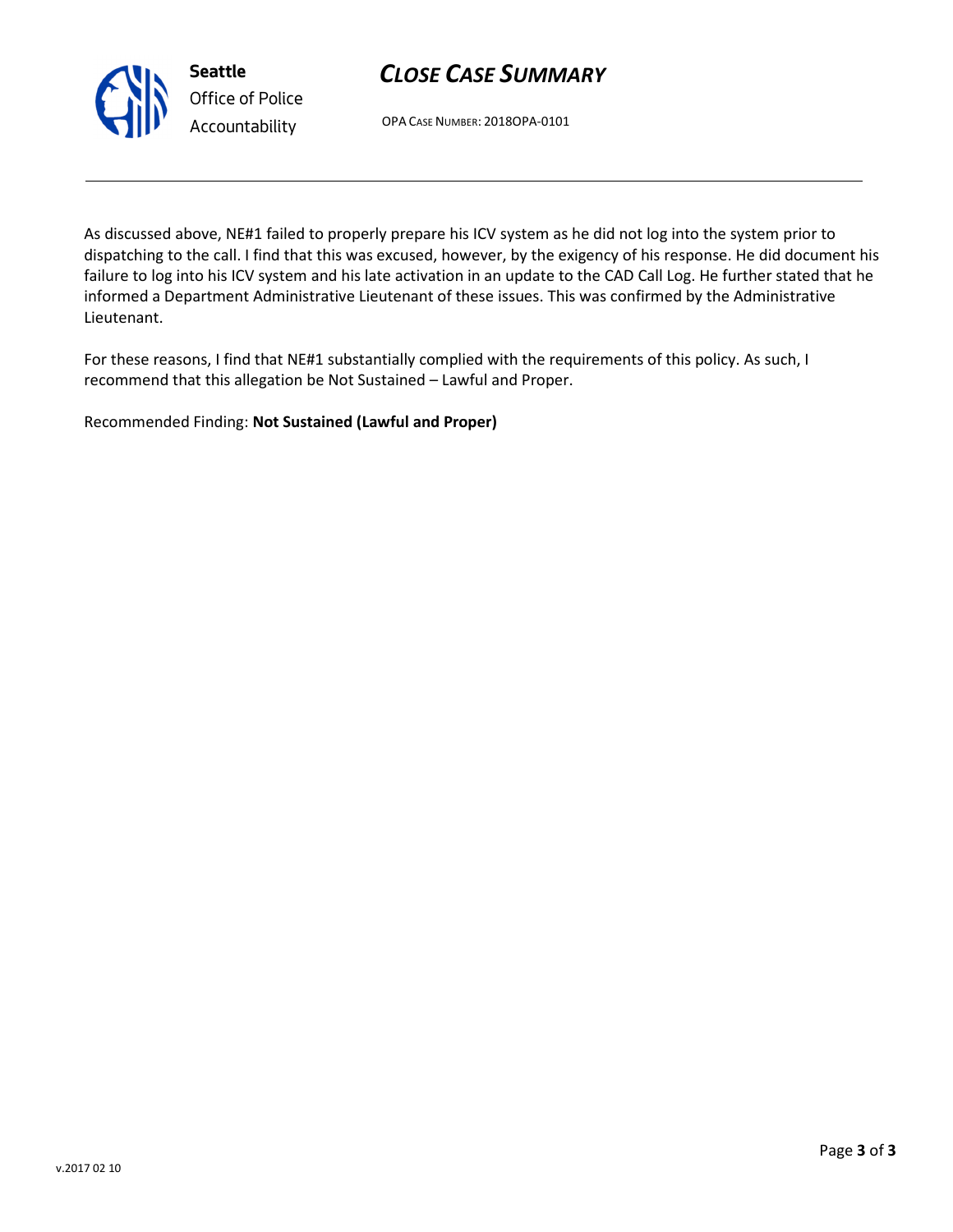As discussed above, NE#1 failed to properly prepare his ICV system as he did not log into the system prior to dispatching to the call. I find that this was excused, however, by the exigency of his response. He did document his failure to log into his ICV system and his late activation in an update to the CAD Call Log. He further stated that he informed a Department Administrative Lieutenant of these issues. This was confirmed by the Administrative Lieutenant.

For these reasons, I find that NE#1 substantially complied with the requirements of this policy. As such, I recommend that this allegation be Not Sustained – Lawful and Proper.

Recommended Finding: **Not Sustained (Lawful and Proper)**